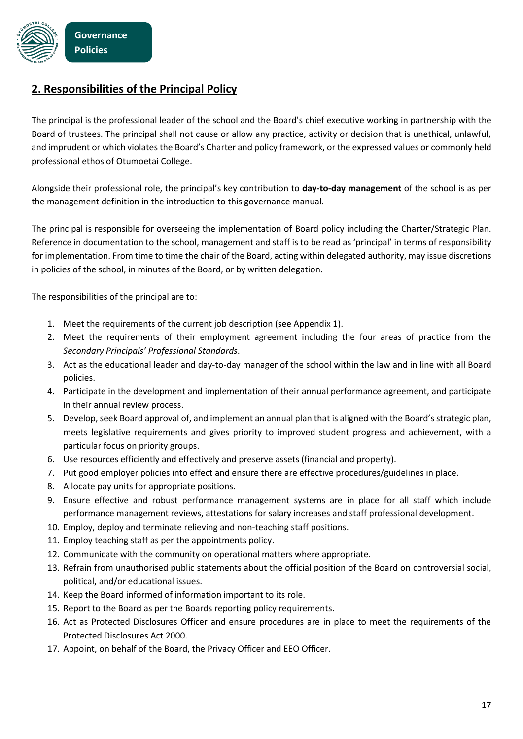## 2. Responsibilities of the Principal Policy

The principal is the professional leader of the school and the Board's chief executive working in partnership with the Board of trustees. The principal shall not cause or allow any practice, activity or decision that is unethical, unlawful, and imprudent or which violates the Board's Charter and policy framework, or the expressed values or commonly held professional ethos of Otumoetai College.

Alongside their professional role, the principal's key contribution to **day-to-day management** of the school is as per the management definition in the introduction to this governance manual.

The principal is responsible for overseeing the implementation of Board policy including the Charter/Strategic Plan. Reference in documentation to the school, management and staff is to be read as 'principal' in terms of responsibility for implementation. From time to time the chair of the Board, acting within delegated authority, may issue discretions in policies of the school, in minutes of the Board, or by written delegation.

The responsibilities of the principal are to:

1. Meet the requirements of the current job description (see Appendix 1).
2. Meet the requirements of their employment agreement including the four areas of practice from the *Secondary Principals' Professional Standards*.
3. Act as the educational leader and day-to-day manager of the school within the law and in line with all Board policies.
4. Participate in the development and implementation of their annual performance agreement, and participate in their annual review process.
5. Develop, seek Board approval of, and implement an annual plan that is aligned with the Board's strategic plan, meets legislative requirements and gives priority to improved student progress and achievement, with a particular focus on priority groups.
6. Use resources efficiently and effectively and preserve assets (financial and property).
7. Put good employer policies into effect and ensure there are effective procedures/guidelines in place.
8. Allocate pay units for appropriate positions.
9. Ensure effective and robust performance management systems are in place for all staff which include performance management reviews, attestations for salary increases and staff professional development.
10. Employ, deploy and terminate relieving and non-teaching staff positions.
11. Employ teaching staff as per the appointments policy.
12. Communicate with the community on operational matters where appropriate.
13. Refrain from unauthorised public statements about the official position of the Board on controversial social, political, and/or educational issues.
14. Keep the Board informed of information important to its role.
15. Report to the Board as per the Boards reporting policy requirements.
16. Act as Protected Disclosures Officer and ensure procedures are in place to meet the requirements of the Protected Disclosures Act 2000.
17. Appoint, on behalf of the Board, the Privacy Officer and EEO Officer.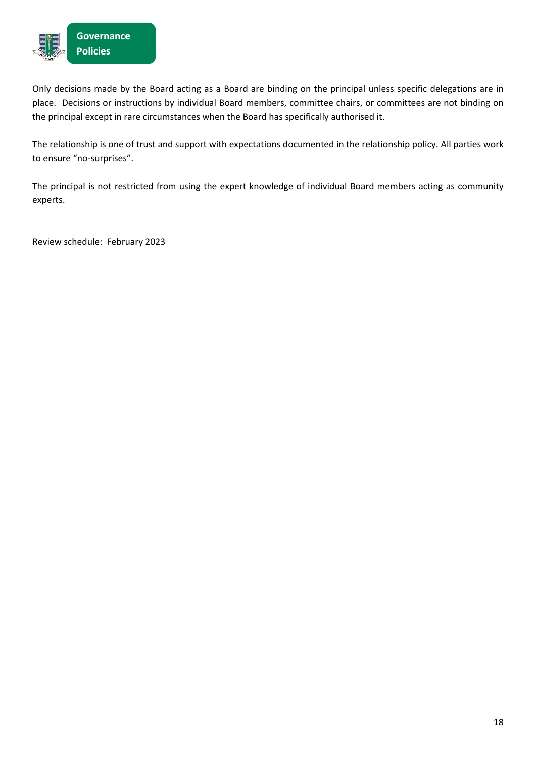Only decisions made by the Board acting as a Board are binding on the principal unless specific delegations are in place. Decisions or instructions by individual Board members, committee chairs, or committees are not binding on the principal except in rare circumstances when the Board has specifically authorised it.

The relationship is one of trust and support with expectations documented in the relationship policy. All parties work to ensure "no-surprises".

The principal is not restricted from using the expert knowledge of individual Board members acting as community experts.

Review schedule: February 2023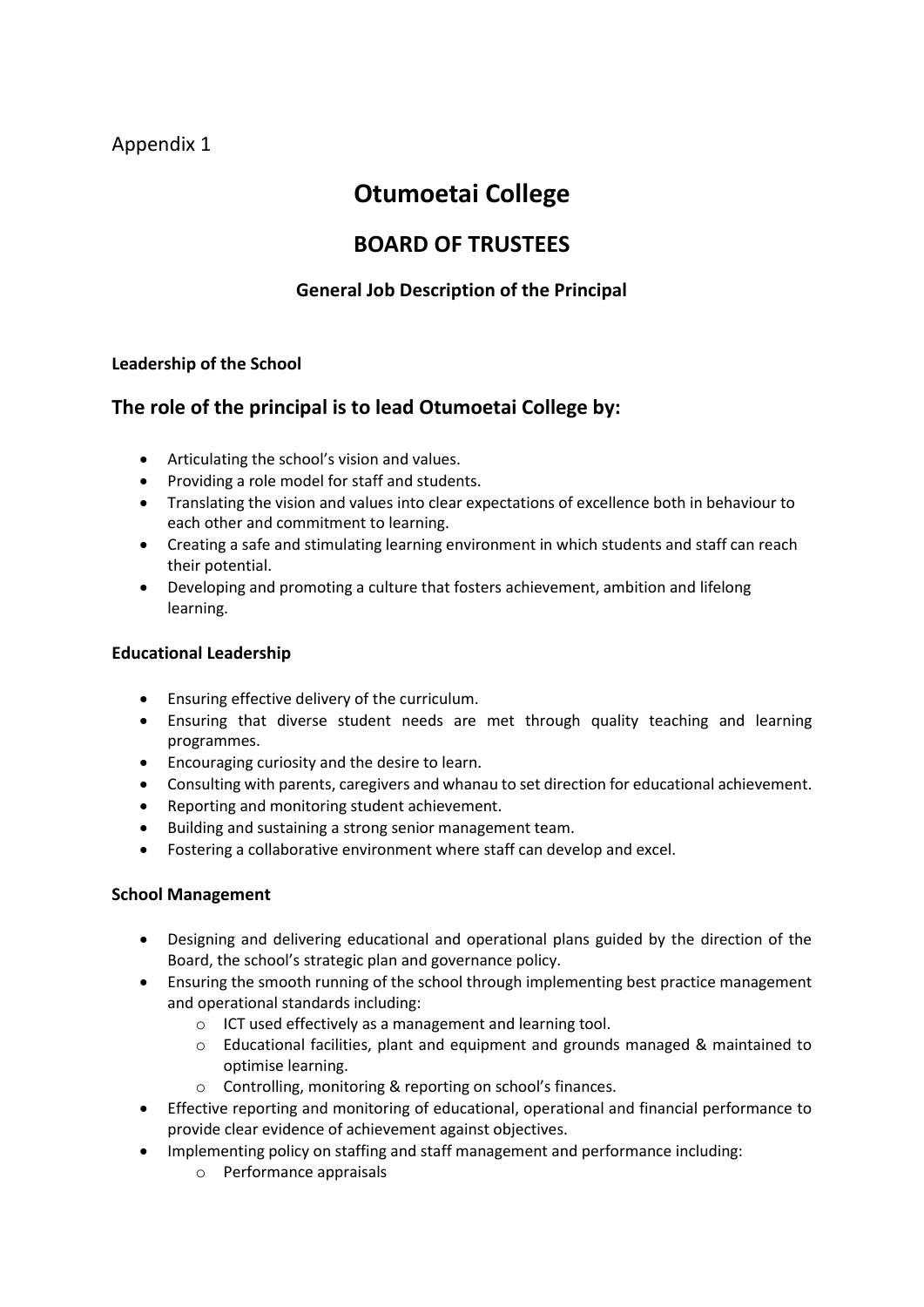Appendix 1

# Otumoetai College

## BOARD OF TRUSTEES

### General Job Description of the Principal

**Leadership of the School**

## The role of the principal is to lead Otumoetai College by:

- Articulating the school's vision and values.
- Providing a role model for staff and students.
- Translating the vision and values into clear expectations of excellence both in behaviour to each other and commitment to learning.
- Creating a safe and stimulating learning environment in which students and staff can reach their potential.
- Developing and promoting a culture that fosters achievement, ambition and lifelong learning.

**Educational Leadership**

- Ensuring effective delivery of the curriculum.
- Ensuring that diverse student needs are met through quality teaching and learning programmes.
- Encouraging curiosity and the desire to learn.
- Consulting with parents, caregivers and whanau to set direction for educational achievement.
- Reporting and monitoring student achievement.
- Building and sustaining a strong senior management team.
- Fostering a collaborative environment where staff can develop and excel.

**School Management**

- Designing and delivering educational and operational plans guided by the direction of the Board, the school's strategic plan and governance policy.
- Ensuring the smooth running of the school through implementing best practice management and operational standards including:
  - ICT used effectively as a management and learning tool.
  - Educational facilities, plant and equipment and grounds managed & maintained to optimise learning.
  - Controlling, monitoring & reporting on school's finances.
- Effective reporting and monitoring of educational, operational and financial performance to provide clear evidence of achievement against objectives.
- Implementing policy on staffing and staff management and performance including:
  - Performance appraisals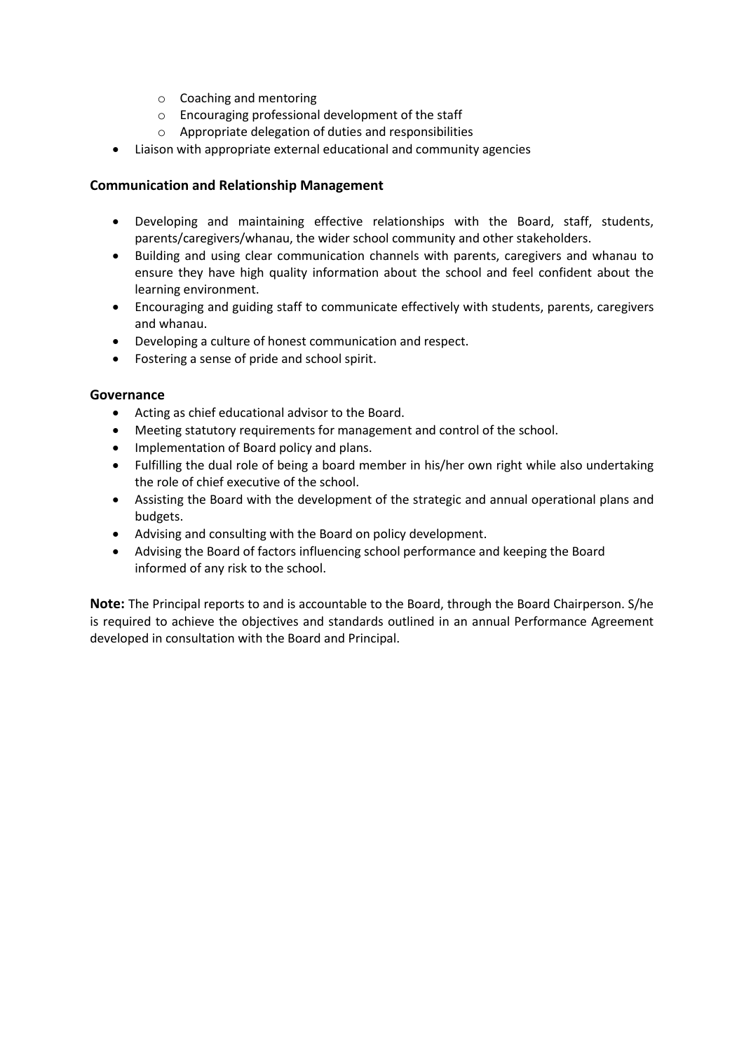- Coaching and mentoring
  - Encouraging professional development of the staff
  - Appropriate delegation of duties and responsibilities
- Liaison with appropriate external educational and community agencies

### Communication and Relationship Management

- Developing and maintaining effective relationships with the Board, staff, students, parents/caregivers/whanau, the wider school community and other stakeholders.
- Building and using clear communication channels with parents, caregivers and whanau to ensure they have high quality information about the school and feel confident about the learning environment.
- Encouraging and guiding staff to communicate effectively with students, parents, caregivers and whanau.
- Developing a culture of honest communication and respect.
- Fostering a sense of pride and school spirit.

### Governance

- Acting as chief educational advisor to the Board.
- Meeting statutory requirements for management and control of the school.
- Implementation of Board policy and plans.
- Fulfilling the dual role of being a board member in his/her own right while also undertaking the role of chief executive of the school.
- Assisting the Board with the development of the strategic and annual operational plans and budgets.
- Advising and consulting with the Board on policy development.
- Advising the Board of factors influencing school performance and keeping the Board informed of any risk to the school.

**Note:** The Principal reports to and is accountable to the Board, through the Board Chairperson. S/he is required to achieve the objectives and standards outlined in an annual Performance Agreement developed in consultation with the Board and Principal.